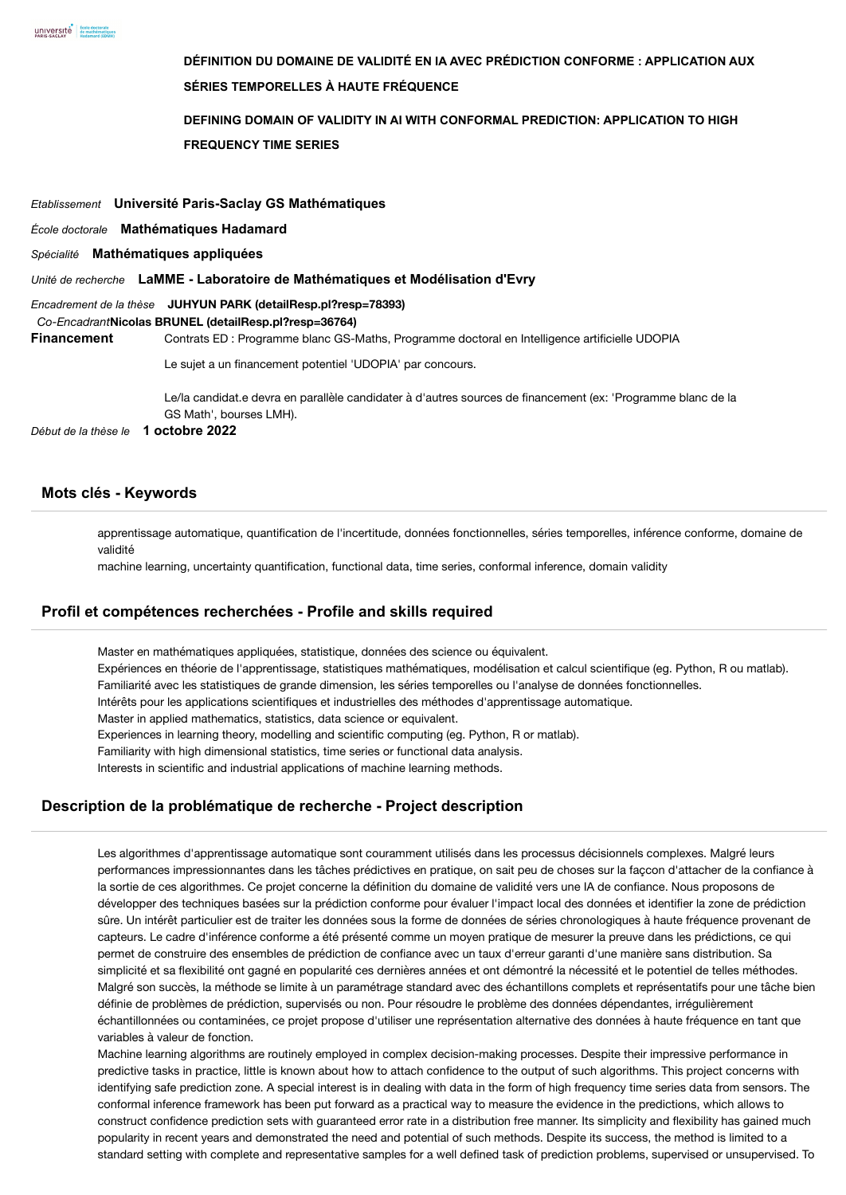# DÉFINITION DU DOMAINE DE VALIDITÉ EN IA AVEC PRÉDICTION CONFORME : APPLICATION AUX SÉRIES TEMPORELLES À HAUTE FRÉQUENCE

## DEFINING DOMAIN OF VALIDITY IN AI WITH CONFORMAL PREDICTION: APPLICATION TO HIGH FREQUENCY TIME SERIES

*Etablissement* **Université Paris-Saclay GS Mathématiques**

*École doctorale* **Mathématiques Hadamard**

*Spécialité* **Mathématiques appliquées**

*Unité de recherche* **LaMME - Laboratoire de Mathématiques et Modélisation d'Evry**

*Encadrement de la thèse* **JUHYUN PARK (detailResp.pl?resp=78393)**

*Co-Encadrant* **Nicolas BRUNEL (detailResp.pl?resp=36764)**

**Financement** Contrats ED : Programme blanc GS-Maths, Programme doctoral en Intelligence artificielle UDOPIA

Le sujet a un financement potentiel 'UDOPIA' par concours.

Le/la candidat.e devra en parallèle candidater à d'autres sources de financement (ex: 'Programme blanc de la GS Math', bourses LMH).

*Début de la thèse le* **1 octobre 2022**

## Mots clés - Keywords

apprentissage automatique, quantification de l'incertitude, données fonctionnelles, séries temporelles, inférence conforme, domaine de validité

machine learning, uncertainty quantification, functional data, time series, conformal inference, domain validity

## Profil et compétences recherchées - Profile and skills required

Master en mathématiques appliquées, statistique, données des science ou equivalent.
Expériences en théorie de l'apprentissage, statistiques mathématiques, modélisation et calcul scientifique (eg. Python, R ou matlab).
Familiarité avec les statistiques de grande dimension, les séries temporelles ou l'analyse de données fonctionnelles.
Intérêts pour les applications scientifiques et industrielles des méthodes d'apprentissage automatique.
Master in applied mathematics, statistics, data science or equivalent.
Experiences in learning theory, modelling and scientific computing (eg. Python, R or matlab).
Familiarity with high dimensional statistics, time series or functional data analysis.
Interests in scientific and industrial applications of machine learning methods.

## Description de la problématique de recherche - Project description

Les algorithmes d'apprentissage automatique sont couramment utilisés dans les processus décisionnels complexes. Malgré leurs performances impressionnantes dans les tâches prédictives en pratique, on sait peu de choses sur la façcon d'attacher de la confiance à la sortie de ces algorithmes. Ce projet concerne la définition du domaine de validité vers une IA de confiance. Nous proposons de développer des techniques basées sur la prédiction conforme pour évaluer l'impact local des données et identifier la zone de prédiction sûre. Un intérêt particulier est de traiter les données sous la forme de données de séries chronologiques à haute fréquence provenant de capteurs. Le cadre d'inférence conforme a été présenté comme un moyen pratique de mesurer la preuve dans les prédictions, ce qui permet de construire des ensembles de prédiction de confiance avec un taux d'erreur garanti d'une manière sans distribution. Sa simplicité et sa flexibilité ont gagné en popularité ces dernières années et ont démontré la nécessité et le potentiel de telles méthodes. Malgré son succès, la méthode se limite à un paramétrage standard avec des échantillons complets et représentatifs pour une tâche bien définie de problèmes de prédiction, supervisés ou non. Pour résoudre le problème des données dépendantes, irrégulièrement échantillonnées ou contaminées, ce projet propose d'utiliser une représentation alternative des données à haute fréquence en tant que variables à valeur de fonction.

Machine learning algorithms are routinely employed in complex decision-making processes. Despite their impressive performance in predictive tasks in practice, little is known about how to attach confidence to the output of such algorithms. This project concerns with identifying safe prediction zone. A special interest is in dealing with data in the form of high frequency time series data from sensors. The conformal inference framework has been put forward as a practical way to measure the evidence in the predictions, which allows to construct confidence prediction sets with guaranteed error rate in a distribution free manner. Its simplicity and flexibility has gained much popularity in recent years and demonstrated the need and potential of such methods. Despite its success, the method is limited to a standard setting with complete and representative samples for a well defined task of prediction problems, supervised or unsupervised. To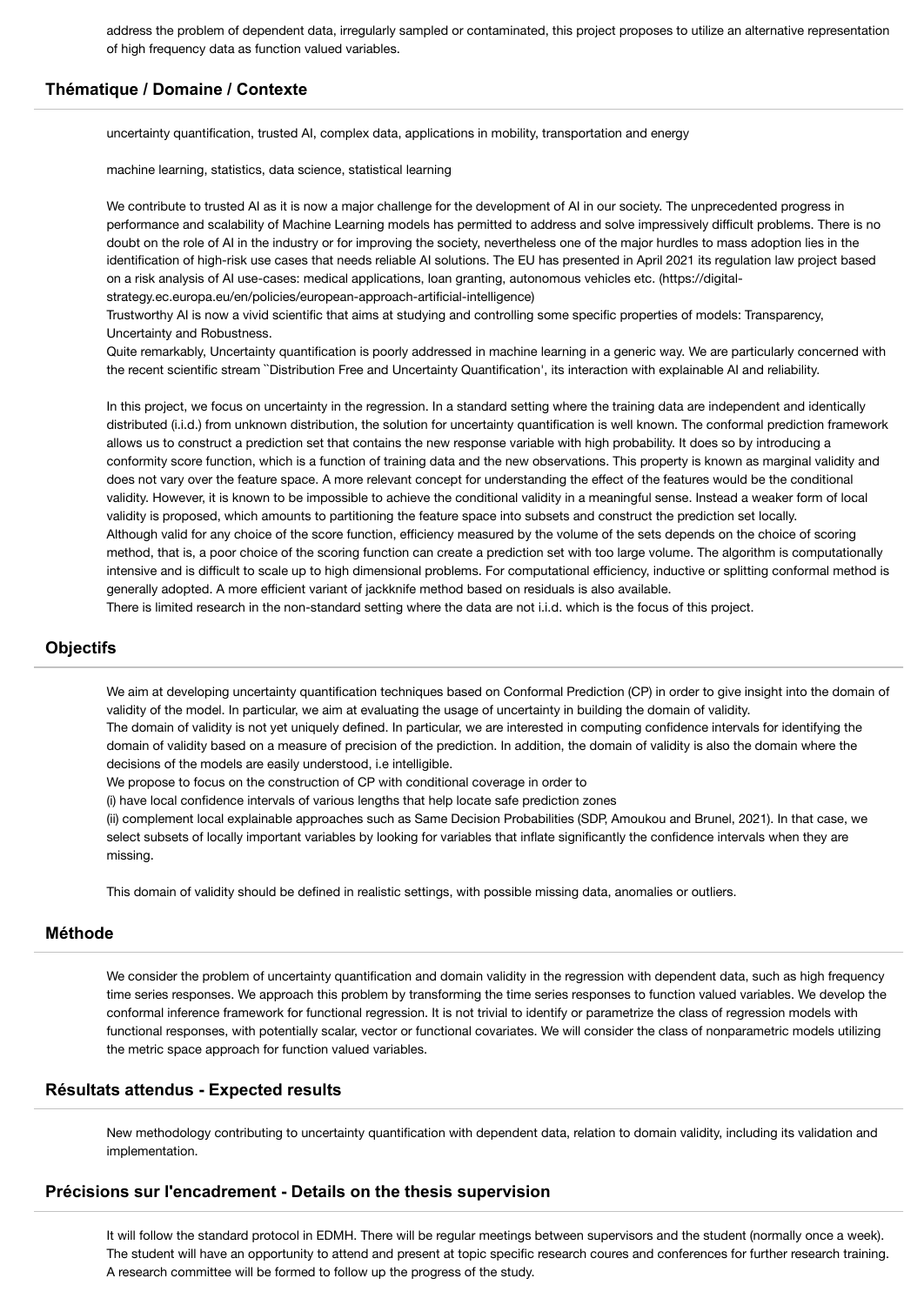address the problem of dependent data, irregularly sampled or contaminated, this project proposes to utilize an alternative representation of high frequency data as function valued variables.

## Thématique / Domaine / Contexte

uncertainty quantification, trusted AI, complex data, applications in mobility, transportation and energy

machine learning, statistics, data science, statistical learning

We contribute to trusted AI as it is now a major challenge for the development of AI in our society. The unprecedented progress in performance and scalability of Machine Learning models has permitted to address and solve impressively difficult problems. There is no doubt on the role of AI in the industry or for improving the society, nevertheless one of the major hurdles to mass adoption lies in the identification of high-risk use cases that needs reliable AI solutions. The EU has presented in April 2021 its regulation law project based on a risk analysis of AI use-cases: medical applications, loan granting, autonomous vehicles etc. (https://digital-strategy.ec.europa.eu/en/policies/european-approach-artificial-intelligence)
Trustworthy AI is now a vivid scientific that aims at studying and controlling some specific properties of models: Transparency, Uncertainty and Robustness.
Quite remarkably, Uncertainty quantification is poorly addressed in machine learning in a generic way. We are particularly concerned with the recent scientific stream ``Distribution Free and Uncertainty Quantification', its interaction with explainable AI and reliability.

In this project, we focus on uncertainty in the regression. In a standard setting where the training data are independent and identically distributed (i.i.d.) from unknown distribution, the solution for uncertainty quantification is well known. The conformal prediction framework allows us to construct a prediction set that contains the new response variable with high probability. It does so by introducing a conformity score function, which is a function of training data and the new observations. This property is known as marginal validity and does not vary over the feature space. A more relevant concept for understanding the effect of the features would be the conditional validity. However, it is known to be impossible to achieve the conditional validity in a meaningful sense. Instead a weaker form of local validity is proposed, which amounts to partitioning the feature space into subsets and construct the prediction set locally.
Although valid for any choice of the score function, efficiency measured by the volume of the sets depends on the choice of scoring method, that is, a poor choice of the scoring function can create a prediction set with too large volume. The algorithm is computationally intensive and is difficult to scale up to high dimensional problems. For computational efficiency, inductive or splitting conformal method is generally adopted. A more efficient variant of jackknife method based on residuals is also available.
There is limited research in the non-standard setting where the data are not i.i.d. which is the focus of this project.

## Objectifs

We aim at developing uncertainty quantification techniques based on Conformal Prediction (CP) in order to give insight into the domain of validity of the model. In particular, we aim at evaluating the usage of uncertainty in building the domain of validity.
The domain of validity is not yet uniquely defined. In particular, we are interested in computing confidence intervals for identifying the domain of validity based on a measure of precision of the prediction. In addition, the domain of validity is also the domain where the decisions of the models are easily understood, i.e intelligible.
We propose to focus on the construction of CP with conditional coverage in order to
(i) have local confidence intervals of various lengths that help locate safe prediction zones
(ii) complement local explainable approaches such as Same Decision Probabilities (SDP, Amoukou and Brunel, 2021). In that case, we select subsets of locally important variables by looking for variables that inflate significantly the confidence intervals when they are missing.

This domain of validity should be defined in realistic settings, with possible missing data, anomalies or outliers.

## Méthode

We consider the problem of uncertainty quantification and domain validity in the regression with dependent data, such as high frequency time series responses. We approach this problem by transforming the time series responses to function valued variables. We develop the conformal inference framework for functional regression. It is not trivial to identify or parametrize the class of regression models with functional responses, with potentially scalar, vector or functional covariates. We will consider the class of nonparametric models utilizing the metric space approach for function valued variables.

## Résultats attendus - Expected results

New methodology contributing to uncertainty quantification with dependent data, relation to domain validity, including its validation and implementation.

## Précisions sur l'encadrement - Details on the thesis supervision

It will follow the standard protocol in EDMH. There will be regular meetings between supervisors and the student (normally once a week). The student will have an opportunity to attend and present at topic specific research coures and conferences for further research training. A research committee will be formed to follow up the progress of the study.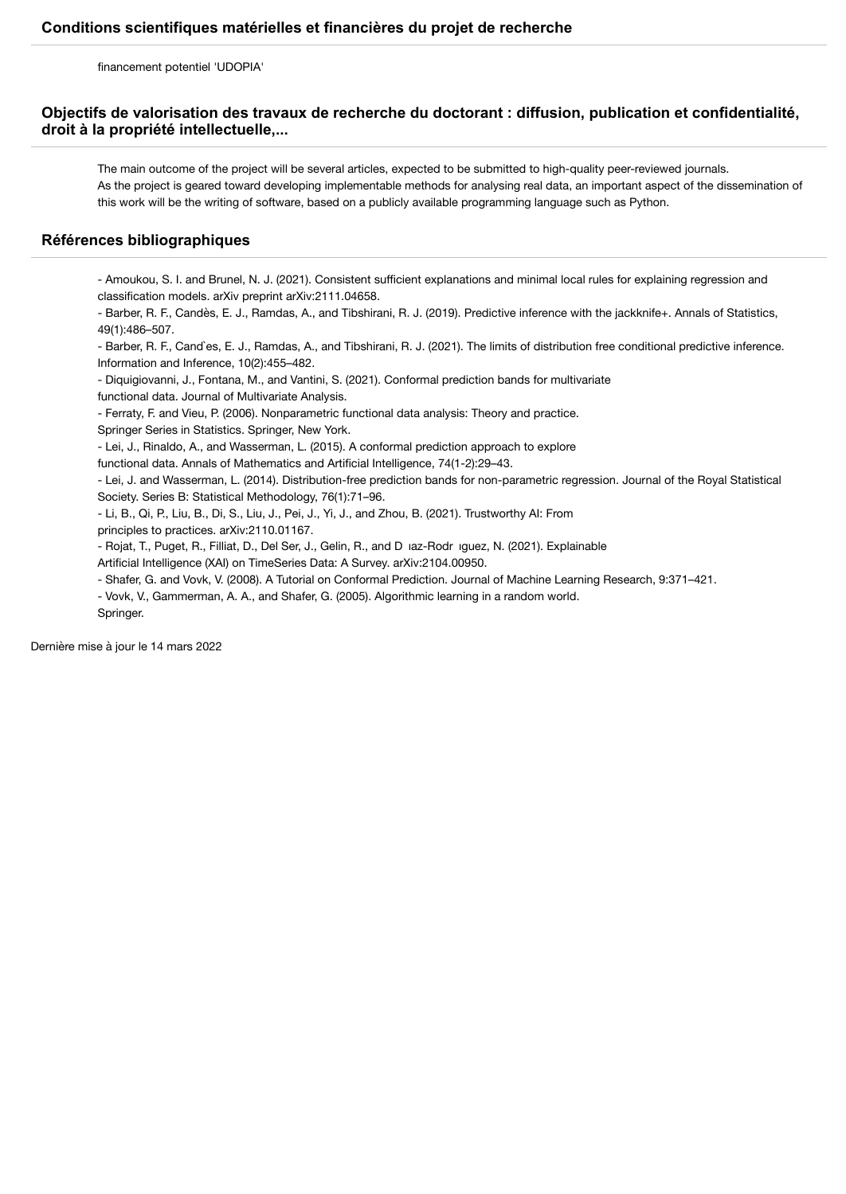## Conditions scientifiques matérielles et financières du projet de recherche

financement potentiel 'UDOPIA'

## Objectifs de valorisation des travaux de recherche du doctorant : diffusion, publication et confidentialité, droit à la propriété intellectuelle,...

The main outcome of the project will be several articles, expected to be submitted to high-quality peer-reviewed journals.
As the project is geared toward developing implementable methods for analysing real data, an important aspect of the dissemination of this work will be the writing of software, based on a publicly available programming language such as Python.

## Références bibliographiques

- Amoukou, S. I. and Brunel, N. J. (2021). Consistent sufficient explanations and minimal local rules for explaining regression and classification models. arXiv preprint arXiv:2111.04658.
- Barber, R. F., Candès, E. J., Ramdas, A., and Tibshirani, R. J. (2019). Predictive inference with the jackknife+. Annals of Statistics, 49(1):486–507.
- Barber, R. F., Cand`es, E. J., Ramdas, A., and Tibshirani, R. J. (2021). The limits of distribution free conditional predictive inference. Information and Inference, 10(2):455–482.
- Diquigiovanni, J., Fontana, M., and Vantini, S. (2021). Conformal prediction bands for multivariate functional data. Journal of Multivariate Analysis.
- Ferraty, F. and Vieu, P. (2006). Nonparametric functional data analysis: Theory and practice. Springer Series in Statistics. Springer, New York.
- Lei, J., Rinaldo, A., and Wasserman, L. (2015). A conformal prediction approach to explore functional data. Annals of Mathematics and Artificial Intelligence, 74(1-2):29–43.
- Lei, J. and Wasserman, L. (2014). Distribution-free prediction bands for non-parametric regression. Journal of the Royal Statistical Society. Series B: Statistical Methodology, 76(1):71–96.
- Li, B., Qi, P., Liu, B., Di, S., Liu, J., Pei, J., Yi, J., and Zhou, B. (2021). Trustworthy AI: From principles to practices. arXiv:2110.01167.
- Rojat, T., Puget, R., Filliat, D., Del Ser, J., Gelin, R., and D ıaz-Rodr ıguez, N. (2021). Explainable Artificial Intelligence (XAI) on TimeSeries Data: A Survey. arXiv:2104.00950.
- Shafer, G. and Vovk, V. (2008). A Tutorial on Conformal Prediction. Journal of Machine Learning Research, 9:371–421.
- Vovk, V., Gammerman, A. A., and Shafer, G. (2005). Algorithmic learning in a random world. Springer.

Dernière mise à jour le 14 mars 2022